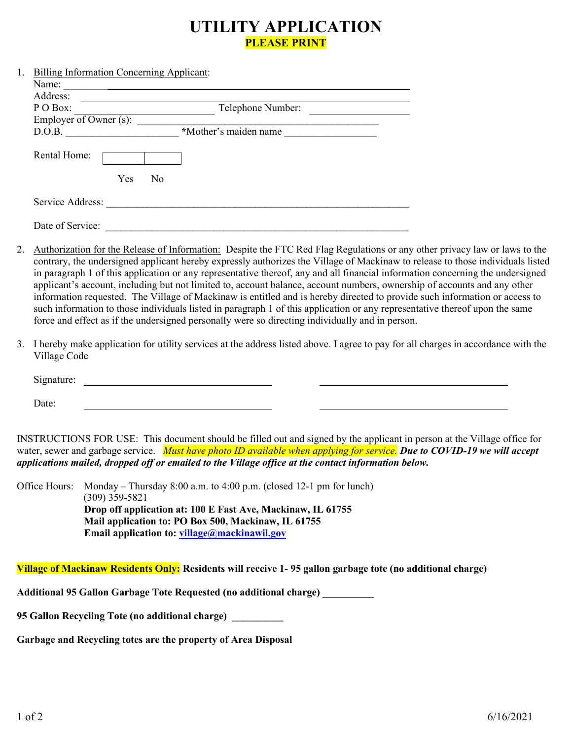# UTILITY APPLICATION

**PLEASE PRINT**

1. Billing Information Concerning Applicant:

   Name: ______________________________

   Address: ______________________________

   P O Box: ______________ Telephone Number: ______________

   Employer of Owner (s): ______________________________

   D.O.B. ______________ ***Mother's maiden name** ______________

   Rental Home: ☐ Yes ☐ No

   Service Address: ______________________________

   Date of Service: ______________________________

2. Authorization for the Release of Information: Despite the FTC Red Flag Regulations or any other privacy law or laws to the contrary, the undersigned applicant hereby expressly authorizes the Village of Mackinaw to release to those individuals listed in paragraph 1 of this application or any representative thereof, any and all financial information concerning the undersigned applicant's account, including but not limited to, account balance, account numbers, ownership of accounts and any other information requested. The Village of Mackinaw is entitled and is hereby directed to provide such information or access to such information to those individuals listed in paragraph 1 of this application or any representative thereof upon the same force and effect as if the undersigned personally were so directing individually and in person.

3. I hereby make application for utility services at the address listed above. I agree to pay for all charges in accordance with the Village Code

   Signature: ______________________ ______________________

   Date: ______________________ ______________________

INSTRUCTIONS FOR USE: This document should be filled out and signed by the applicant in person at the Village office for water, sewer and garbage service. *Must have photo ID available when applying for service.* ***Due to COVID-19 we will accept applications mailed, dropped off or emailed to the Village office at the contact information below.***

Office Hours: Monday – Thursday 8:00 a.m. to 4:00 p.m. (closed 12-1 pm for lunch)
(309) 359-5821
**Drop off application at: 100 E Fast Ave, Mackinaw, IL 61755**
**Mail application to: PO Box 500, Mackinaw, IL 61755**
**Email application to: village@mackinawil.gov**

**Village of Mackinaw Residents Only: Residents will receive 1- 95 gallon garbage tote (no additional charge)**

**Additional 95 Gallon Garbage Tote Requested (no additional charge)** __________

**95 Gallon Recycling Tote (no additional charge)** __________

**Garbage and Recycling totes are the property of Area Disposal**

6/16/2021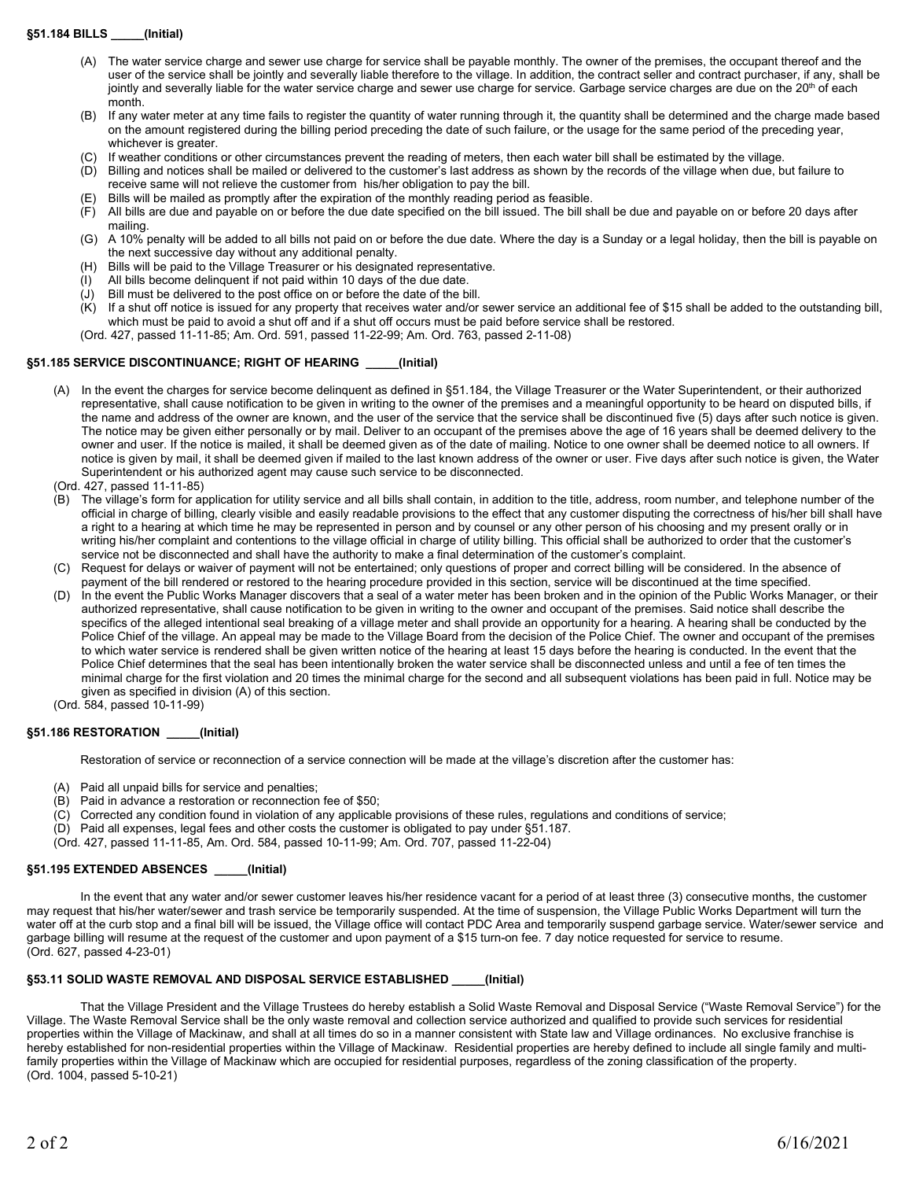### §51.184 BILLS _____(Initial)

(A) The water service charge and sewer use charge for service shall be payable monthly. The owner of the premises, the occupant thereof and the user of the service shall be jointly and severally liable therefore to the village. In addition, the contract seller and contract purchaser, if any, shall be jointly and severally liable for the water service charge and sewer use charge for service. Garbage service charges are due on the 20th of each month.

(B) If any water meter at any time fails to register the quantity of water running through it, the quantity shall be determined and the charge made based on the amount registered during the billing period preceding the date of such failure, or the usage for the same period of the preceding year, whichever is greater.

(C) If weather conditions or other circumstances prevent the reading of meters, then each water bill shall be estimated by the village.

(D) Billing and notices shall be mailed or delivered to the customer's last address as shown by the records of the village when due, but failure to receive same will not relieve the customer from his/her obligation to pay the bill.

(E) Bills will be mailed as promptly after the expiration of the monthly reading period as feasible.

(F) All bills are due and payable on or before the due date specified on the bill issued. The bill shall be due and payable on or before 20 days after mailing.

(G) A 10% penalty will be added to all bills not paid on or before the due date. Where the day is a Sunday or a legal holiday, then the bill is payable on the next successive day without any additional penalty.

(H) Bills will be paid to the Village Treasurer or his designated representative.

(I) All bills become delinquent if not paid within 10 days of the due date.

(J) Bill must be delivered to the post office on or before the date of the bill.

(K) If a shut off notice is issued for any property that receives water and/or sewer service an additional fee of $15 shall be added to the outstanding bill, which must be paid to avoid a shut off and if a shut off occurs must be paid before service shall be restored.

(Ord. 427, passed 11-11-85; Am. Ord. 591, passed 11-22-99; Am. Ord. 763, passed 2-11-08)

### §51.185 SERVICE DISCONTINUANCE; RIGHT OF HEARING _____(Initial)

(A) In the event the charges for service become delinquent as defined in §51.184, the Village Treasurer or the Water Superintendent, or their authorized representative, shall cause notification to be given in writing to the owner of the premises and a meaningful opportunity to be heard on disputed bills, if the name and address of the owner are known, and the user of the service that the service shall be discontinued five (5) days after such notice is given. The notice may be given either personally or by mail. Deliver to an occupant of the premises above the age of 16 years shall be deemed delivery to the owner and user. If the notice is mailed, it shall be deemed given as of the date of mailing. Notice to one owner shall be deemed notice to all owners. If notice is given by mail, it shall be deemed given if mailed to the last known address of the owner or user. Five days after such notice is given, the Water Superintendent or his authorized agent may cause such service to be disconnected.

(Ord. 427, passed 11-11-85)

(B) The village's form for application for utility service and all bills shall contain, in addition to the title, address, room number, and telephone number of the official in charge of billing, clearly visible and easily readable provisions to the effect that any customer disputing the correctness of his/her bill shall have a right to a hearing at which time he may be represented in person and by counsel or any other person of his choosing and my present orally or in writing his/her complaint and contentions to the village official in charge of utility billing. This official shall be authorized to order that the customer's service not be disconnected and shall have the authority to make a final determination of the customer's complaint.

(C) Request for delays or waiver of payment will not be entertained; only questions of proper and correct billing will be considered. In the absence of payment of the bill rendered or restored to the hearing procedure provided in this section, service will be discontinued at the time specified.

(D) In the event the Public Works Manager discovers that a seal of a water meter has been broken and in the opinion of the Public Works Manager, or their authorized representative, shall cause notification to be given in writing to the owner and occupant of the premises. Said notice shall describe the specifics of the alleged intentional seal breaking of a village meter and shall provide an opportunity for a hearing. A hearing shall be conducted by the Police Chief of the village. An appeal may be made to the Village Board from the decision of the Police Chief. The owner and occupant of the premises to which water service is rendered shall be given written notice of the hearing at least 15 days before the hearing is conducted. In the event that the Police Chief determines that the seal has been intentionally broken the water service shall be disconnected unless and until a fee of ten times the minimal charge for the first violation and 20 times the minimal charge for the second and all subsequent violations has been paid in full. Notice may be given as specified in division (A) of this section.

(Ord. 584, passed 10-11-99)

### §51.186 RESTORATION _____(Initial)

Restoration of service or reconnection of a service connection will be made at the village's discretion after the customer has:

(A) Paid all unpaid bills for service and penalties;

(B) Paid in advance a restoration or reconnection fee of $50;

(C) Corrected any condition found in violation of any applicable provisions of these rules, regulations and conditions of service;

(D) Paid all expenses, legal fees and other costs the customer is obligated to pay under §51.187.

(Ord. 427, passed 11-11-85, Am. Ord. 584, passed 10-11-99; Am. Ord. 707, passed 11-22-04)

### §51.195 EXTENDED ABSENCES _____(Initial)

In the event that any water and/or sewer customer leaves his/her residence vacant for a period of at least three (3) consecutive months, the customer may request that his/her water/sewer and trash service be temporarily suspended. At the time of suspension, the Village Public Works Department will turn the water off at the curb stop and a final bill will be issued, the Village office will contact PDC Area and temporarily suspend garbage service. Water/sewer service and garbage billing will resume at the request of the customer and upon payment of a $15 turn-on fee. 7 day notice requested for service to resume.
(Ord. 627, passed 4-23-01)

### §53.11 SOLID WASTE REMOVAL AND DISPOSAL SERVICE ESTABLISHED _____(Initial)

That the Village President and the Village Trustees do hereby establish a Solid Waste Removal and Disposal Service ("Waste Removal Service") for the Village. The Waste Removal Service shall be the only waste removal and collection service authorized and qualified to provide such services for residential properties within the Village of Mackinaw, and shall at all times do so in a manner consistent with State law and Village ordinances. No exclusive franchise is hereby established for non-residential properties within the Village of Mackinaw. Residential properties are hereby defined to include all single family and multi-family properties within the Village of Mackinaw which are occupied for residential purposes, regardless of the zoning classification of the property.
(Ord. 1004, passed 5-10-21)